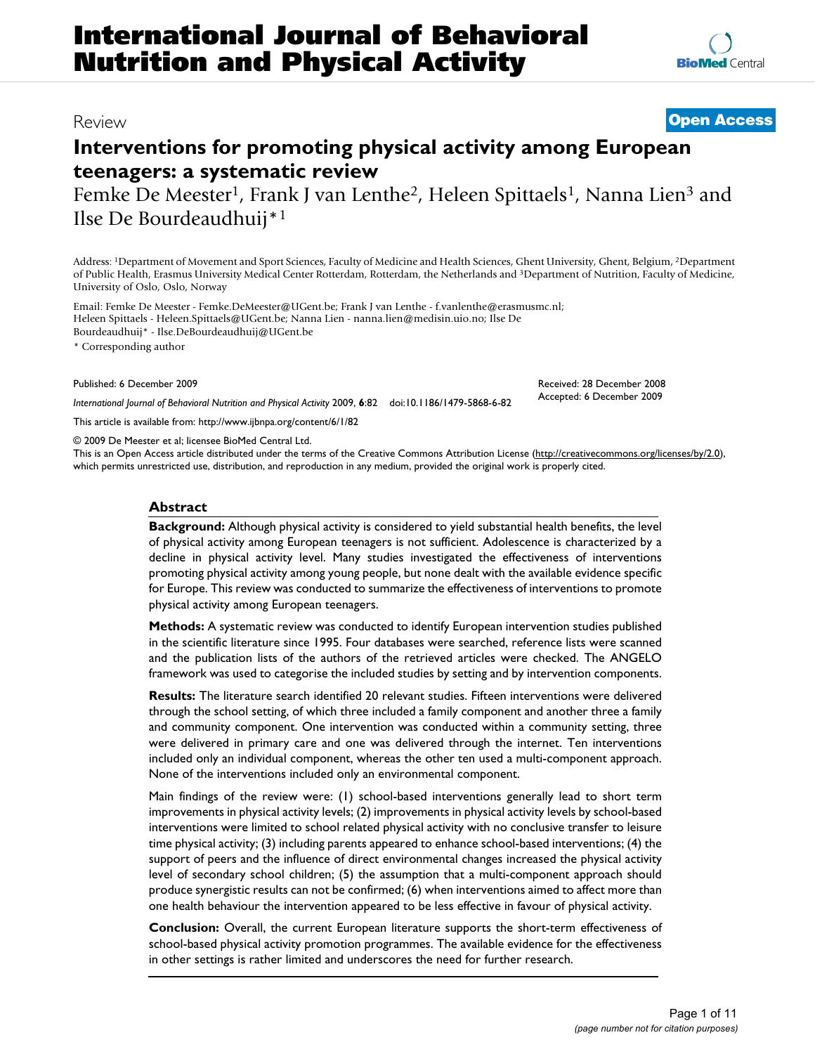# International Journal of Behavioral Nutrition and Physical Activity

Review

**Open Access**

# Interventions for promoting physical activity among European teenagers: a systematic review

Femke De Meester[1], Frank J van Lenthe[2], Heleen Spittaels[1], Nanna Lien[3] and Ilse De Bourdeaudhuij*[1]

Address: [1]Department of Movement and Sport Sciences, Faculty of Medicine and Health Sciences, Ghent University, Ghent, Belgium, [2]Department of Public Health, Erasmus University Medical Center Rotterdam, Rotterdam, the Netherlands and [3]Department of Nutrition, Faculty of Medicine, University of Oslo, Oslo, Norway

Email: Femke De Meester - Femke.DeMeester@UGent.be; Frank J van Lenthe - f.vanlenthe@erasmusmc.nl; Heleen Spittaels - Heleen.Spittaels@UGent.be; Nanna Lien - nanna.lien@medisin.uio.no; Ilse De Bourdeaudhuij* - Ilse.DeBourdeaudhuij@UGent.be

* Corresponding author

Published: 6 December 2009

*International Journal of Behavioral Nutrition and Physical Activity* 2009, **6**:82 doi:10.1186/1479-5868-6-82

Received: 28 December 2008
Accepted: 6 December 2009

This article is available from: http://www.ijbnpa.org/content/6/1/82

© 2009 De Meester et al; licensee BioMed Central Ltd.
This is an Open Access article distributed under the terms of the Creative Commons Attribution License (http://creativecommons.org/licenses/by/2.0), which permits unrestricted use, distribution, and reproduction in any medium, provided the original work is properly cited.

## Abstract

**Background:** Although physical activity is considered to yield substantial health benefits, the level of physical activity among European teenagers is not sufficient. Adolescence is characterized by a decline in physical activity level. Many studies investigated the effectiveness of interventions promoting physical activity among young people, but none dealt with the available evidence specific for Europe. This review was conducted to summarize the effectiveness of interventions to promote physical activity among European teenagers.

**Methods:** A systematic review was conducted to identify European intervention studies published in the scientific literature since 1995. Four databases were searched, reference lists were scanned and the publication lists of the authors of the retrieved articles were checked. The ANGELO framework was used to categorise the included studies by setting and by intervention components.

**Results:** The literature search identified 20 relevant studies. Fifteen interventions were delivered through the school setting, of which three included a family component and another three a family and community component. One intervention was conducted within a community setting, three were delivered in primary care and one was delivered through the internet. Ten interventions included only an individual component, whereas the other ten used a multi-component approach. None of the interventions included only an environmental component.

Main findings of the review were: (1) school-based interventions generally lead to short term improvements in physical activity levels; (2) improvements in physical activity levels by school-based interventions were limited to school related physical activity with no conclusive transfer to leisure time physical activity; (3) including parents appeared to enhance school-based interventions; (4) the support of peers and the influence of direct environmental changes increased the physical activity level of secondary school children; (5) the assumption that a multi-component approach should produce synergistic results can not be confirmed; (6) when interventions aimed to affect more than one health behaviour the intervention appeared to be less effective in favour of physical activity.

**Conclusion:** Overall, the current European literature supports the short-term effectiveness of school-based physical activity promotion programmes. The available evidence for the effectiveness in other settings is rather limited and underscores the need for further research.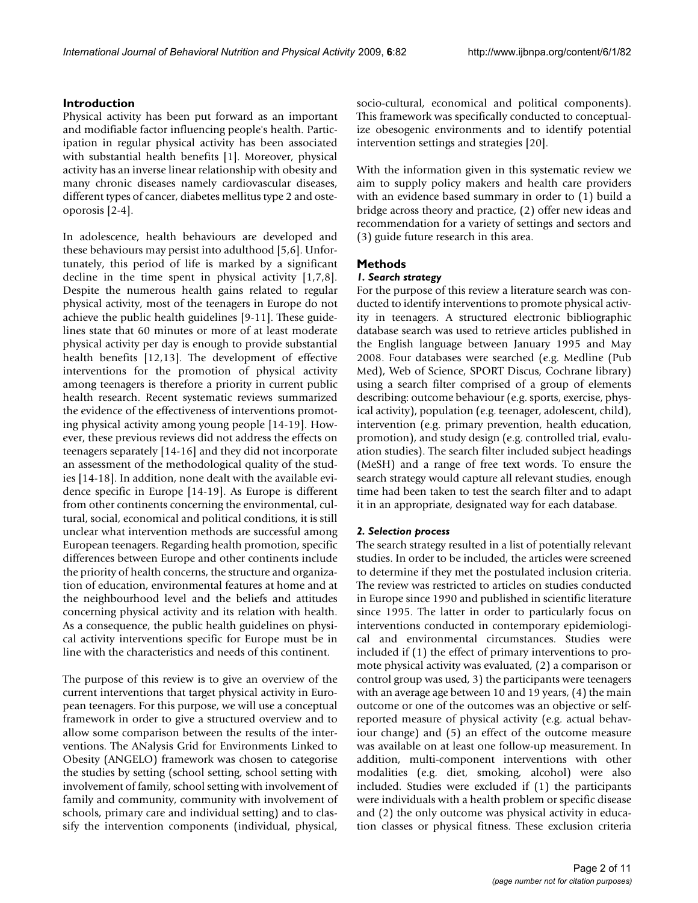## Introduction

Physical activity has been put forward as an important and modifiable factor influencing people's health. Participation in regular physical activity has been associated with substantial health benefits [1]. Moreover, physical activity has an inverse linear relationship with obesity and many chronic diseases namely cardiovascular diseases, different types of cancer, diabetes mellitus type 2 and osteoporosis [2-4].

In adolescence, health behaviours are developed and these behaviours may persist into adulthood [5,6]. Unfortunately, this period of life is marked by a significant decline in the time spent in physical activity [1,7,8]. Despite the numerous health gains related to regular physical activity, most of the teenagers in Europe do not achieve the public health guidelines [9-11]. These guidelines state that 60 minutes or more of at least moderate physical activity per day is enough to provide substantial health benefits [12,13]. The development of effective interventions for the promotion of physical activity among teenagers is therefore a priority in current public health research. Recent systematic reviews summarized the evidence of the effectiveness of interventions promoting physical activity among young people [14-19]. However, these previous reviews did not address the effects on teenagers separately [14-16] and they did not incorporate an assessment of the methodological quality of the studies [14-18]. In addition, none dealt with the available evidence specific in Europe [14-19]. As Europe is different from other continents concerning the environmental, cultural, social, economical and political conditions, it is still unclear what intervention methods are successful among European teenagers. Regarding health promotion, specific differences between Europe and other continents include the priority of health concerns, the structure and organization of education, environmental features at home and at the neighbourhood level and the beliefs and attitudes concerning physical activity and its relation with health. As a consequence, the public health guidelines on physical activity interventions specific for Europe must be in line with the characteristics and needs of this continent.

The purpose of this review is to give an overview of the current interventions that target physical activity in European teenagers. For this purpose, we will use a conceptual framework in order to give a structured overview and to allow some comparison between the results of the interventions. The ANalysis Grid for Environments Linked to Obesity (ANGELO) framework was chosen to categorise the studies by setting (school setting, school setting with involvement of family, school setting with involvement of family and community, community with involvement of schools, primary care and individual setting) and to classify the intervention components (individual, physical, socio-cultural, economical and political components). This framework was specifically conducted to conceptualize obesogenic environments and to identify potential intervention settings and strategies [20].

With the information given in this systematic review we aim to supply policy makers and health care providers with an evidence based summary in order to (1) build a bridge across theory and practice, (2) offer new ideas and recommendation for a variety of settings and sectors and (3) guide future research in this area.

## Methods

### *1. Search strategy*

For the purpose of this review a literature search was conducted to identify interventions to promote physical activity in teenagers. A structured electronic bibliographic database search was used to retrieve articles published in the English language between January 1995 and May 2008. Four databases were searched (e.g. Medline (Pub Med), Web of Science, SPORT Discus, Cochrane library) using a search filter comprised of a group of elements describing: outcome behaviour (e.g. sports, exercise, physical activity), population (e.g. teenager, adolescent, child), intervention (e.g. primary prevention, health education, promotion), and study design (e.g. controlled trial, evaluation studies). The search filter included subject headings (MeSH) and a range of free text words. To ensure the search strategy would capture all relevant studies, enough time had been taken to test the search filter and to adapt it in an appropriate, designated way for each database.

### *2. Selection process*

The search strategy resulted in a list of potentially relevant studies. In order to be included, the articles were screened to determine if they met the postulated inclusion criteria. The review was restricted to articles on studies conducted in Europe since 1990 and published in scientific literature since 1995. The latter in order to particularly focus on interventions conducted in contemporary epidemiological and environmental circumstances. Studies were included if (1) the effect of primary interventions to promote physical activity was evaluated, (2) a comparison or control group was used, 3) the participants were teenagers with an average age between 10 and 19 years, (4) the main outcome or one of the outcomes was an objective or self-reported measure of physical activity (e.g. actual behaviour change) and (5) an effect of the outcome measure was available on at least one follow-up measurement. In addition, multi-component interventions with other modalities (e.g. diet, smoking, alcohol) were also included. Studies were excluded if (1) the participants were individuals with a health problem or specific disease and (2) the only outcome was physical activity in education classes or physical fitness. These exclusion criteria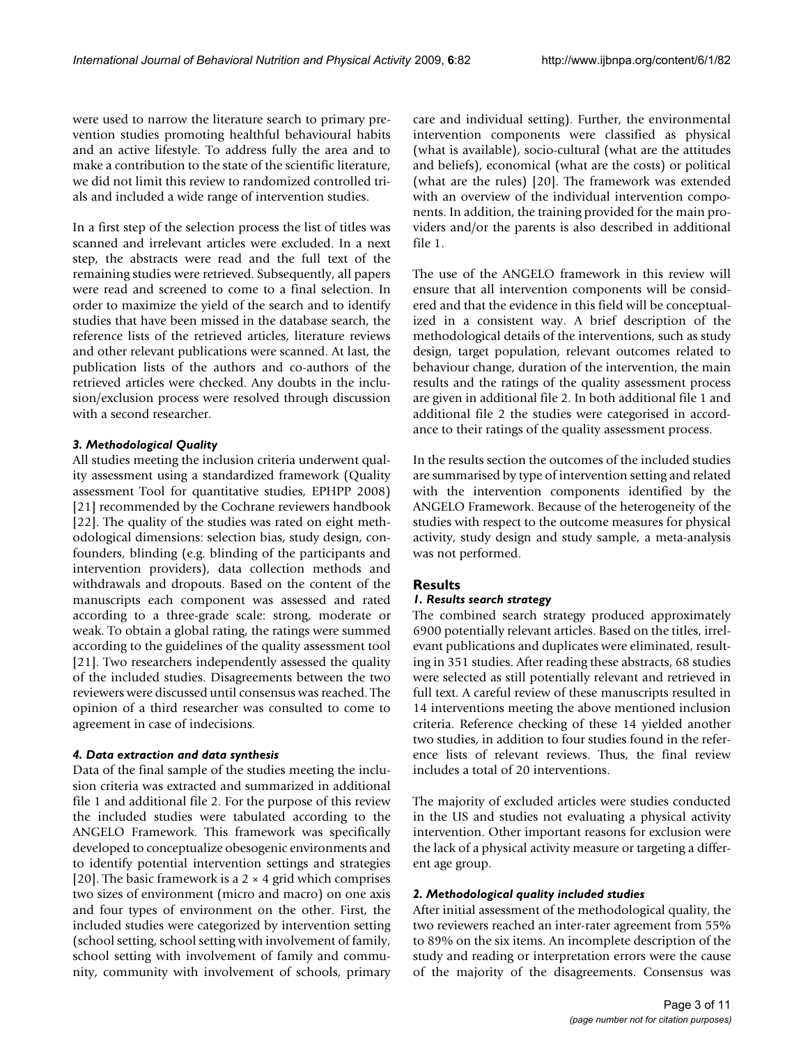were used to narrow the literature search to primary prevention studies promoting healthful behavioural habits and an active lifestyle. To address fully the area and to make a contribution to the state of the scientific literature, we did not limit this review to randomized controlled trials and included a wide range of intervention studies.

In a first step of the selection process the list of titles was scanned and irrelevant articles were excluded. In a next step, the abstracts were read and the full text of the remaining studies were retrieved. Subsequently, all papers were read and screened to come to a final selection. In order to maximize the yield of the search and to identify studies that have been missed in the database search, the reference lists of the retrieved articles, literature reviews and other relevant publications were scanned. At last, the publication lists of the authors and co-authors of the retrieved articles were checked. Any doubts in the inclusion/exclusion process were resolved through discussion with a second researcher.

### *3. Methodological Quality*

All studies meeting the inclusion criteria underwent quality assessment using a standardized framework (Quality assessment Tool for quantitative studies, EPHPP 2008) [21] recommended by the Cochrane reviewers handbook [22]. The quality of the studies was rated on eight methodological dimensions: selection bias, study design, confounders, blinding (e.g. blinding of the participants and intervention providers), data collection methods and withdrawals and dropouts. Based on the content of the manuscripts each component was assessed and rated according to a three-grade scale: strong, moderate or weak. To obtain a global rating, the ratings were summed according to the guidelines of the quality assessment tool [21]. Two researchers independently assessed the quality of the included studies. Disagreements between the two reviewers were discussed until consensus was reached. The opinion of a third researcher was consulted to come to agreement in case of indecisions.

### *4. Data extraction and data synthesis*

Data of the final sample of the studies meeting the inclusion criteria was extracted and summarized in additional file 1 and additional file 2. For the purpose of this review the included studies were tabulated according to the ANGELO Framework. This framework was specifically developed to conceptualize obesogenic environments and to identify potential intervention settings and strategies [20]. The basic framework is a 2 × 4 grid which comprises two sizes of environment (micro and macro) on one axis and four types of environment on the other. First, the included studies were categorized by intervention setting (school setting, school setting with involvement of family, school setting with involvement of family and community, community with involvement of schools, primary care and individual setting). Further, the environmental intervention components were classified as physical (what is available), socio-cultural (what are the attitudes and beliefs), economical (what are the costs) or political (what are the rules) [20]. The framework was extended with an overview of the individual intervention components. In addition, the training provided for the main providers and/or the parents is also described in additional file 1.

The use of the ANGELO framework in this review will ensure that all intervention components will be considered and that the evidence in this field will be conceptualized in a consistent way. A brief description of the methodological details of the interventions, such as study design, target population, relevant outcomes related to behaviour change, duration of the intervention, the main results and the ratings of the quality assessment process are given in additional file 2. In both additional file 1 and additional file 2 the studies were categorised in accordance to their ratings of the quality assessment process.

In the results section the outcomes of the included studies are summarised by type of intervention setting and related with the intervention components identified by the ANGELO Framework. Because of the heterogeneity of the studies with respect to the outcome measures for physical activity, study design and study sample, a meta-analysis was not performed.

## Results

### *1. Results search strategy*

The combined search strategy produced approximately 6900 potentially relevant articles. Based on the titles, irrelevant publications and duplicates were eliminated, resulting in 351 studies. After reading these abstracts, 68 studies were selected as still potentially relevant and retrieved in full text. A careful review of these manuscripts resulted in 14 interventions meeting the above mentioned inclusion criteria. Reference checking of these 14 yielded another two studies, in addition to four studies found in the reference lists of relevant reviews. Thus, the final review includes a total of 20 interventions.

The majority of excluded articles were studies conducted in the US and studies not evaluating a physical activity intervention. Other important reasons for exclusion were the lack of a physical activity measure or targeting a different age group.

### *2. Methodological quality included studies*

After initial assessment of the methodological quality, the two reviewers reached an inter-rater agreement from 55% to 89% on the six items. An incomplete description of the study and reading or interpretation errors were the cause of the majority of the disagreements. Consensus was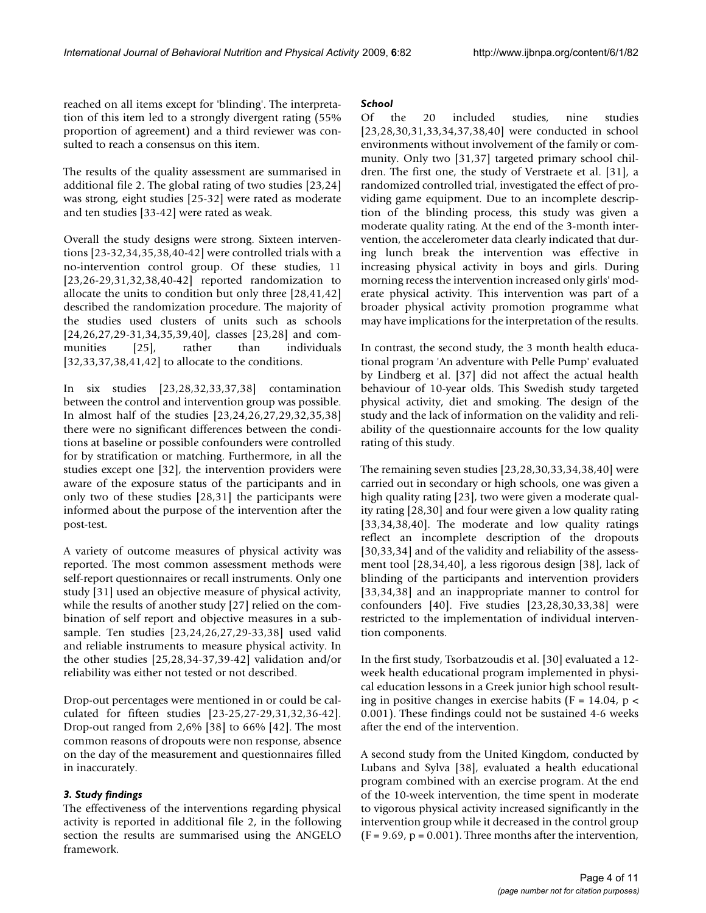reached on all items except for 'blinding'. The interpretation of this item led to a strongly divergent rating (55% proportion of agreement) and a third reviewer was consulted to reach a consensus on this item.

The results of the quality assessment are summarised in additional file 2. The global rating of two studies [23,24] was strong, eight studies [25-32] were rated as moderate and ten studies [33-42] were rated as weak.

Overall the study designs were strong. Sixteen interventions [23-32,34,35,38,40-42] were controlled trials with a no-intervention control group. Of these studies, 11 [23,26-29,31,32,38,40-42] reported randomization to allocate the units to condition but only three [28,41,42] described the randomization procedure. The majority of the studies used clusters of units such as schools [24,26,27,29-31,34,35,39,40], classes [23,28] and communities [25], rather than individuals [32,33,37,38,41,42] to allocate to the conditions.

In six studies [23,28,32,33,37,38] contamination between the control and intervention group was possible. In almost half of the studies [23,24,26,27,29,32,35,38] there were no significant differences between the conditions at baseline or possible confounders were controlled for by stratification or matching. Furthermore, in all the studies except one [32], the intervention providers were aware of the exposure status of the participants and in only two of these studies [28,31] the participants were informed about the purpose of the intervention after the post-test.

A variety of outcome measures of physical activity was reported. The most common assessment methods were self-report questionnaires or recall instruments. Only one study [31] used an objective measure of physical activity, while the results of another study [27] relied on the combination of self report and objective measures in a subsample. Ten studies [23,24,26,27,29-33,38] used valid and reliable instruments to measure physical activity. In the other studies [25,28,34-37,39-42] validation and/or reliability was either not tested or not described.

Drop-out percentages were mentioned in or could be calculated for fifteen studies [23-25,27-29,31,32,36-42]. Drop-out ranged from 2,6% [38] to 66% [42]. The most common reasons of dropouts were non response, absence on the day of the measurement and questionnaires filled in inaccurately.

### *3. Study findings*

The effectiveness of the interventions regarding physical activity is reported in additional file 2, in the following section the results are summarised using the ANGELO framework.

#### *School*

Of the 20 included studies, nine studies [23,28,30,31,33,34,37,38,40] were conducted in school environments without involvement of the family or community. Only two [31,37] targeted primary school children. The first one, the study of Verstraete et al. [31], a randomized controlled trial, investigated the effect of providing game equipment. Due to an incomplete description of the blinding process, this study was given a moderate quality rating. At the end of the 3-month intervention, the accelerometer data clearly indicated that during lunch break the intervention was effective in increasing physical activity in boys and girls. During morning recess the intervention increased only girls' moderate physical activity. This intervention was part of a broader physical activity promotion programme what may have implications for the interpretation of the results.

In contrast, the second study, the 3 month health educational program 'An adventure with Pelle Pump' evaluated by Lindberg et al. [37] did not affect the actual health behaviour of 10-year olds. This Swedish study targeted physical activity, diet and smoking. The design of the study and the lack of information on the validity and reliability of the questionnaire accounts for the low quality rating of this study.

The remaining seven studies [23,28,30,33,34,38,40] were carried out in secondary or high schools, one was given a high quality rating [23], two were given a moderate quality rating [28,30] and four were given a low quality rating [33,34,38,40]. The moderate and low quality ratings reflect an incomplete description of the dropouts [30,33,34] and of the validity and reliability of the assessment tool [28,34,40], a less rigorous design [38], lack of blinding of the participants and intervention providers [33,34,38] and an inappropriate manner to control for confounders [40]. Five studies [23,28,30,33,38] were restricted to the implementation of individual intervention components.

In the first study, Tsorbatzoudis et al. [30] evaluated a 12-week health educational program implemented in physical education lessons in a Greek junior high school resulting in positive changes in exercise habits ($F = 14.04$, $p < 0.001$). These findings could not be sustained 4-6 weeks after the end of the intervention.

A second study from the United Kingdom, conducted by Lubans and Sylva [38], evaluated a health educational program combined with an exercise program. At the end of the 10-week intervention, the time spent in moderate to vigorous physical activity increased significantly in the intervention group while it decreased in the control group ($F = 9.69$, $p = 0.001$). Three months after the intervention,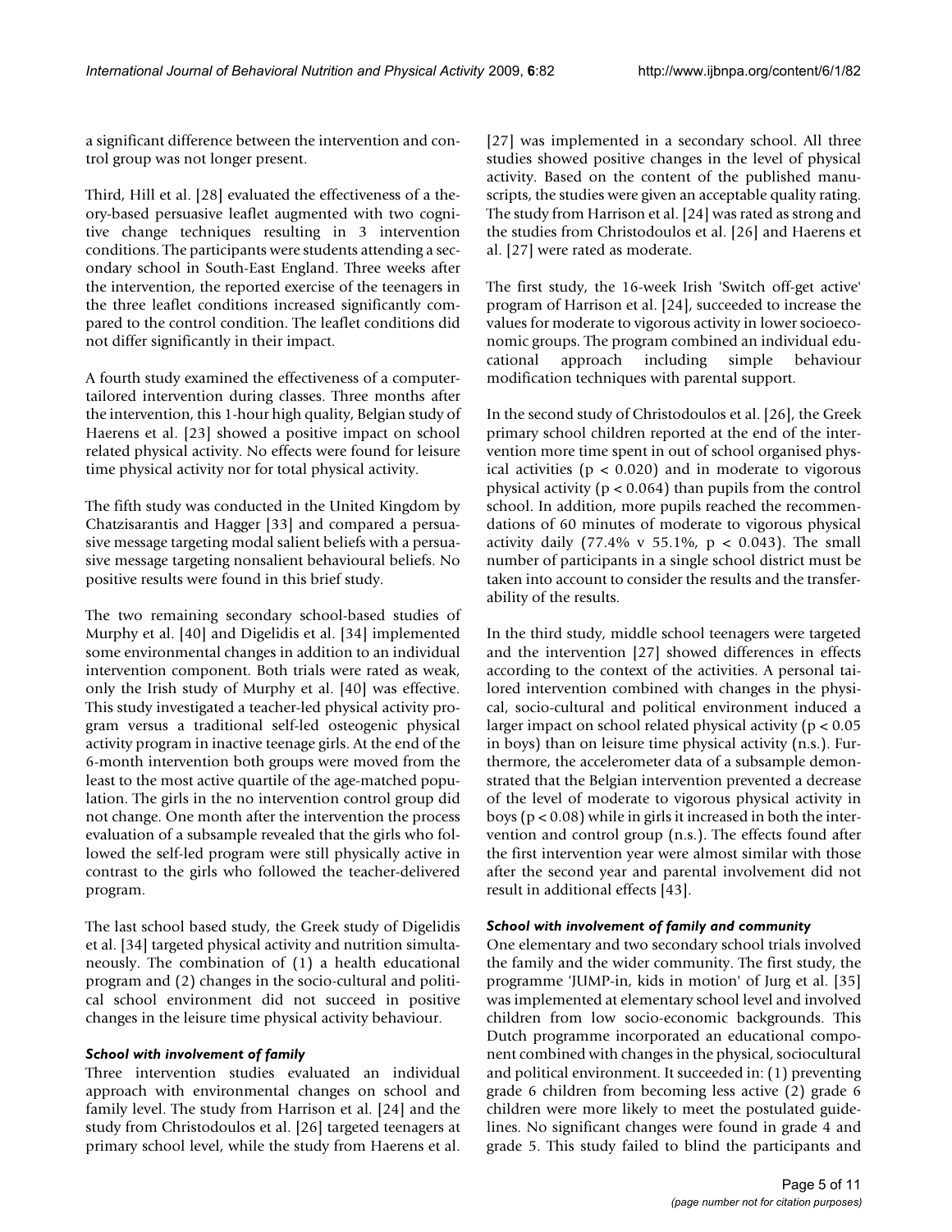a significant difference between the intervention and control group was not longer present.

Third, Hill et al. [28] evaluated the effectiveness of a theory-based persuasive leaflet augmented with two cognitive change techniques resulting in 3 intervention conditions. The participants were students attending a secondary school in South-East England. Three weeks after the intervention, the reported exercise of the teenagers in the three leaflet conditions increased significantly compared to the control condition. The leaflet conditions did not differ significantly in their impact.

A fourth study examined the effectiveness of a computer-tailored intervention during classes. Three months after the intervention, this 1-hour high quality, Belgian study of Haerens et al. [23] showed a positive impact on school related physical activity. No effects were found for leisure time physical activity nor for total physical activity.

The fifth study was conducted in the United Kingdom by Chatzisarantis and Hagger [33] and compared a persuasive message targeting modal salient beliefs with a persuasive message targeting nonsalient behavioural beliefs. No positive results were found in this brief study.

The two remaining secondary school-based studies of Murphy et al. [40] and Digelidis et al. [34] implemented some environmental changes in addition to an individual intervention component. Both trials were rated as weak, only the Irish study of Murphy et al. [40] was effective. This study investigated a teacher-led physical activity program versus a traditional self-led osteogenic physical activity program in inactive teenage girls. At the end of the 6-month intervention both groups were moved from the least to the most active quartile of the age-matched population. The girls in the no intervention control group did not change. One month after the intervention the process evaluation of a subsample revealed that the girls who followed the self-led program were still physically active in contrast to the girls who followed the teacher-delivered program.

The last school based study, the Greek study of Digelidis et al. [34] targeted physical activity and nutrition simultaneously. The combination of (1) a health educational program and (2) changes in the socio-cultural and political school environment did not succeed in positive changes in the leisure time physical activity behaviour.

#### *School with involvement of family*

Three intervention studies evaluated an individual approach with environmental changes on school and family level. The study from Harrison et al. [24] and the study from Christodoulos et al. [26] targeted teenagers at primary school level, while the study from Haerens et al. [27] was implemented in a secondary school. All three studies showed positive changes in the level of physical activity. Based on the content of the published manuscripts, the studies were given an acceptable quality rating. The study from Harrison et al. [24] was rated as strong and the studies from Christodoulos et al. [26] and Haerens et al. [27] were rated as moderate.

The first study, the 16-week Irish 'Switch off-get active' program of Harrison et al. [24], succeeded to increase the values for moderate to vigorous activity in lower socioeconomic groups. The program combined an individual educational approach including simple behaviour modification techniques with parental support.

In the second study of Christodoulos et al. [26], the Greek primary school children reported at the end of the intervention more time spent in out of school organised physical activities ($p < 0.020$) and in moderate to vigorous physical activity ($p < 0.064$) than pupils from the control school. In addition, more pupils reached the recommendations of 60 minutes of moderate to vigorous physical activity daily (77.4% v 55.1%, $p < 0.043$). The small number of participants in a single school district must be taken into account to consider the results and the transferability of the results.

In the third study, middle school teenagers were targeted and the intervention [27] showed differences in effects according to the context of the activities. A personal tailored intervention combined with changes in the physical, socio-cultural and political environment induced a larger impact on school related physical activity ($p < 0.05$ in boys) than on leisure time physical activity (n.s.). Furthermore, the accelerometer data of a subsample demonstrated that the Belgian intervention prevented a decrease of the level of moderate to vigorous physical activity in boys ($p < 0.08$) while in girls it increased in both the intervention and control group (n.s.). The effects found after the first intervention year were almost similar with those after the second year and parental involvement did not result in additional effects [43].

#### *School with involvement of family and community*

One elementary and two secondary school trials involved the family and the wider community. The first study, the programme 'JUMP-in, kids in motion' of Jurg et al. [35] was implemented at elementary school level and involved children from low socio-economic backgrounds. This Dutch programme incorporated an educational component combined with changes in the physical, sociocultural and political environment. It succeeded in: (1) preventing grade 6 children from becoming less active (2) grade 6 children were more likely to meet the postulated guidelines. No significant changes were found in grade 4 and grade 5. This study failed to blind the participants and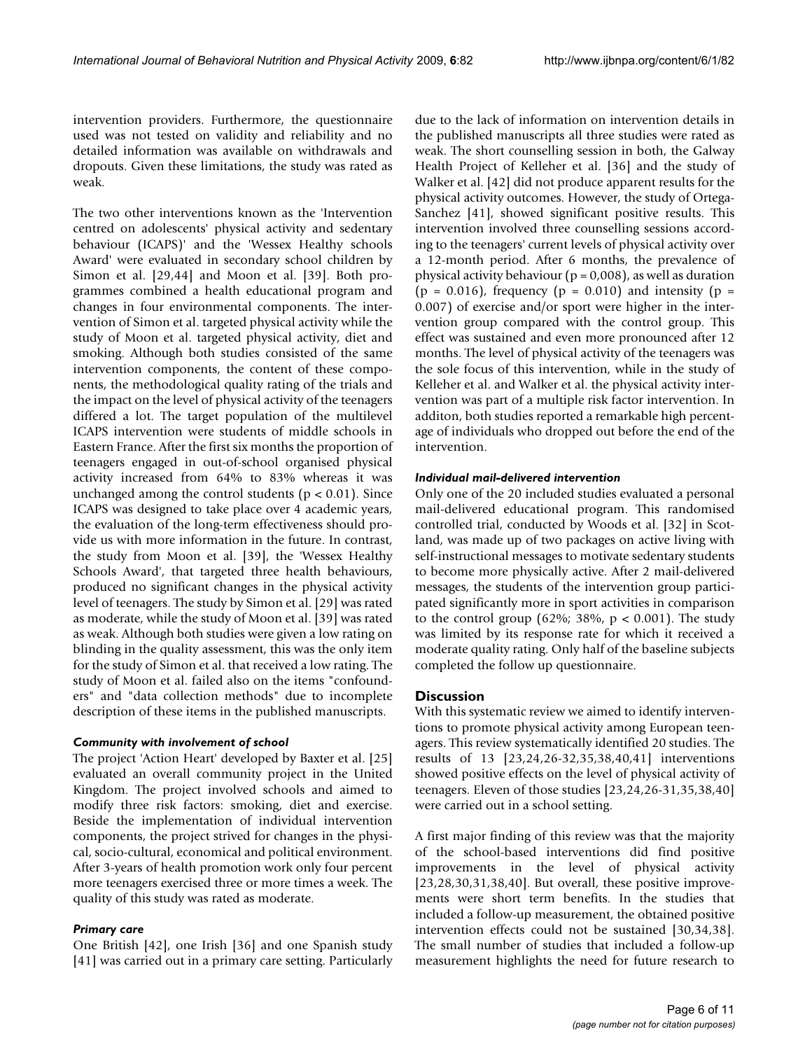intervention providers. Furthermore, the questionnaire used was not tested on validity and reliability and no detailed information was available on withdrawals and dropouts. Given these limitations, the study was rated as weak.

The two other interventions known as the 'Intervention centred on adolescents' physical activity and sedentary behaviour (ICAPS)' and the 'Wessex Healthy schools Award' were evaluated in secondary school children by Simon et al. [29,44] and Moon et al. [39]. Both programmes combined a health educational program and changes in four environmental components. The intervention of Simon et al. targeted physical activity while the study of Moon et al. targeted physical activity, diet and smoking. Although both studies consisted of the same intervention components, the content of these components, the methodological quality rating of the trials and the impact on the level of physical activity of the teenagers differed a lot. The target population of the multilevel ICAPS intervention were students of middle schools in Eastern France. After the first six months the proportion of teenagers engaged in out-of-school organised physical activity increased from 64% to 83% whereas it was unchanged among the control students ($p < 0.01$). Since ICAPS was designed to take place over 4 academic years, the evaluation of the long-term effectiveness should provide us with more information in the future. In contrast, the study from Moon et al. [39], the 'Wessex Healthy Schools Award', that targeted three health behaviours, produced no significant changes in the physical activity level of teenagers. The study by Simon et al. [29] was rated as moderate, while the study of Moon et al. [39] was rated as weak. Although both studies were given a low rating on blinding in the quality assessment, this was the only item for the study of Simon et al. that received a low rating. The study of Moon et al. failed also on the items "confounders" and "data collection methods" due to incomplete description of these items in the published manuscripts.

### *Community with involvement of school*

The project 'Action Heart' developed by Baxter et al. [25] evaluated an overall community project in the United Kingdom. The project involved schools and aimed to modify three risk factors: smoking, diet and exercise. Beside the implementation of individual intervention components, the project strived for changes in the physical, socio-cultural, economical and political environment. After 3-years of health promotion work only four percent more teenagers exercised three or more times a week. The quality of this study was rated as moderate.

### *Primary care*

One British [42], one Irish [36] and one Spanish study [41] was carried out in a primary care setting. Particularly due to the lack of information on intervention details in the published manuscripts all three studies were rated as weak. The short counselling session in both, the Galway Health Project of Kelleher et al. [36] and the study of Walker et al. [42] did not produce apparent results for the physical activity outcomes. However, the study of Ortega-Sanchez [41], showed significant positive results. This intervention involved three counselling sessions according to the teenagers' current levels of physical activity over a 12-month period. After 6 months, the prevalence of physical activity behaviour ($p = 0,008$), as well as duration ($p = 0.016$), frequency ($p = 0.010$) and intensity ($p = 0.007$) of exercise and/or sport were higher in the intervention group compared with the control group. This effect was sustained and even more pronounced after 12 months. The level of physical activity of the teenagers was the sole focus of this intervention, while in the study of Kelleher et al. and Walker et al. the physical activity intervention was part of a multiple risk factor intervention. In additon, both studies reported a remarkable high percentage of individuals who dropped out before the end of the intervention.

### *Individual mail-delivered intervention*

Only one of the 20 included studies evaluated a personal mail-delivered educational program. This randomised controlled trial, conducted by Woods et al. [32] in Scotland, was made up of two packages on active living with self-instructional messages to motivate sedentary students to become more physically active. After 2 mail-delivered messages, the students of the intervention group participated significantly more in sport activities in comparison to the control group (62%; 38%, $p < 0.001$). The study was limited by its response rate for which it received a moderate quality rating. Only half of the baseline subjects completed the follow up questionnaire.

## Discussion

With this systematic review we aimed to identify interventions to promote physical activity among European teenagers. This review systematically identified 20 studies. The results of 13 [23,24,26-32,35,38,40,41] interventions showed positive effects on the level of physical activity of teenagers. Eleven of those studies [23,24,26-31,35,38,40] were carried out in a school setting.

A first major finding of this review was that the majority of the school-based interventions did find positive improvements in the level of physical activity [23,28,30,31,38,40]. But overall, these positive improvements were short term benefits. In the studies that included a follow-up measurement, the obtained positive intervention effects could not be sustained [30,34,38]. The small number of studies that included a follow-up measurement highlights the need for future research to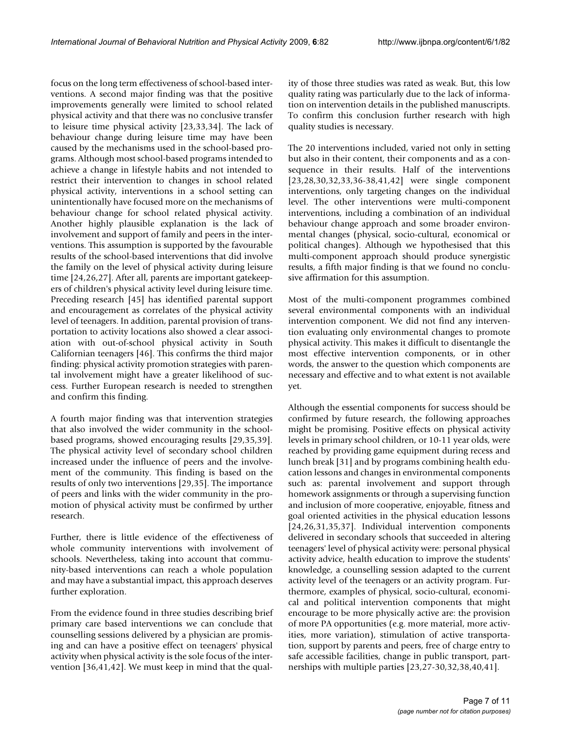focus on the long term effectiveness of school-based interventions. A second major finding was that the positive improvements generally were limited to school related physical activity and that there was no conclusive transfer to leisure time physical activity [23,33,34]. The lack of behaviour change during leisure time may have been caused by the mechanisms used in the school-based programs. Although most school-based programs intended to achieve a change in lifestyle habits and not intended to restrict their intervention to changes in school related physical activity, interventions in a school setting can unintentionally have focused more on the mechanisms of behaviour change for school related physical activity. Another highly plausible explanation is the lack of involvement and support of family and peers in the interventions. This assumption is supported by the favourable results of the school-based interventions that did involve the family on the level of physical activity during leisure time [24,26,27]. After all, parents are important gatekeepers of children's physical activity level during leisure time. Preceding research [45] has identified parental support and encouragement as correlates of the physical activity level of teenagers. In addition, parental provision of transportation to activity locations also showed a clear association with out-of-school physical activity in South Californian teenagers [46]. This confirms the third major finding: physical activity promotion strategies with parental involvement might have a greater likelihood of success. Further European research is needed to strengthen and confirm this finding.

A fourth major finding was that intervention strategies that also involved the wider community in the school-based programs, showed encouraging results [29,35,39]. The physical activity level of secondary school children increased under the influence of peers and the involvement of the community. This finding is based on the results of only two interventions [29,35]. The importance of peers and links with the wider community in the promotion of physical activity must be confirmed by urther research.

Further, there is little evidence of the effectiveness of whole community interventions with involvement of schools. Nevertheless, taking into account that community-based interventions can reach a whole population and may have a substantial impact, this approach deserves further exploration.

From the evidence found in three studies describing brief primary care based interventions we can conclude that counselling sessions delivered by a physician are promising and can have a positive effect on teenagers' physical activity when physical activity is the sole focus of the intervention [36,41,42]. We must keep in mind that the quality of those three studies was rated as weak. But, this low quality rating was particularly due to the lack of information on intervention details in the published manuscripts. To confirm this conclusion further research with high quality studies is necessary.

The 20 interventions included, varied not only in setting but also in their content, their components and as a consequence in their results. Half of the interventions [23,28,30,32,33,36-38,41,42] were single component interventions, only targeting changes on the individual level. The other interventions were multi-component interventions, including a combination of an individual behaviour change approach and some broader environmental changes (physical, socio-cultural, economical or political changes). Although we hypothesised that this multi-component approach should produce synergistic results, a fifth major finding is that we found no conclusive affirmation for this assumption.

Most of the multi-component programmes combined several environmental components with an individual intervention component. We did not find any intervention evaluating only environmental changes to promote physical activity. This makes it difficult to disentangle the most effective intervention components, or in other words, the answer to the question which components are necessary and effective and to what extent is not available yet.

Although the essential components for success should be confirmed by future research, the following approaches might be promising. Positive effects on physical activity levels in primary school children, or 10-11 year olds, were reached by providing game equipment during recess and lunch break [31] and by programs combining health education lessons and changes in environmental components such as: parental involvement and support through homework assignments or through a supervising function and inclusion of more cooperative, enjoyable, fitness and goal oriented activities in the physical education lessons [24,26,31,35,37]. Individual intervention components delivered in secondary schools that succeeded in altering teenagers' level of physical activity were: personal physical activity advice, health education to improve the students' knowledge, a counselling session adapted to the current activity level of the teenagers or an activity program. Furthermore, examples of physical, socio-cultural, economical and political intervention components that might encourage to be more physically active are: the provision of more PA opportunities (e.g. more material, more activities, more variation), stimulation of active transportation, support by parents and peers, free of charge entry to safe accessible facilities, change in public transport, partnerships with multiple parties [23,27-30,32,38,40,41].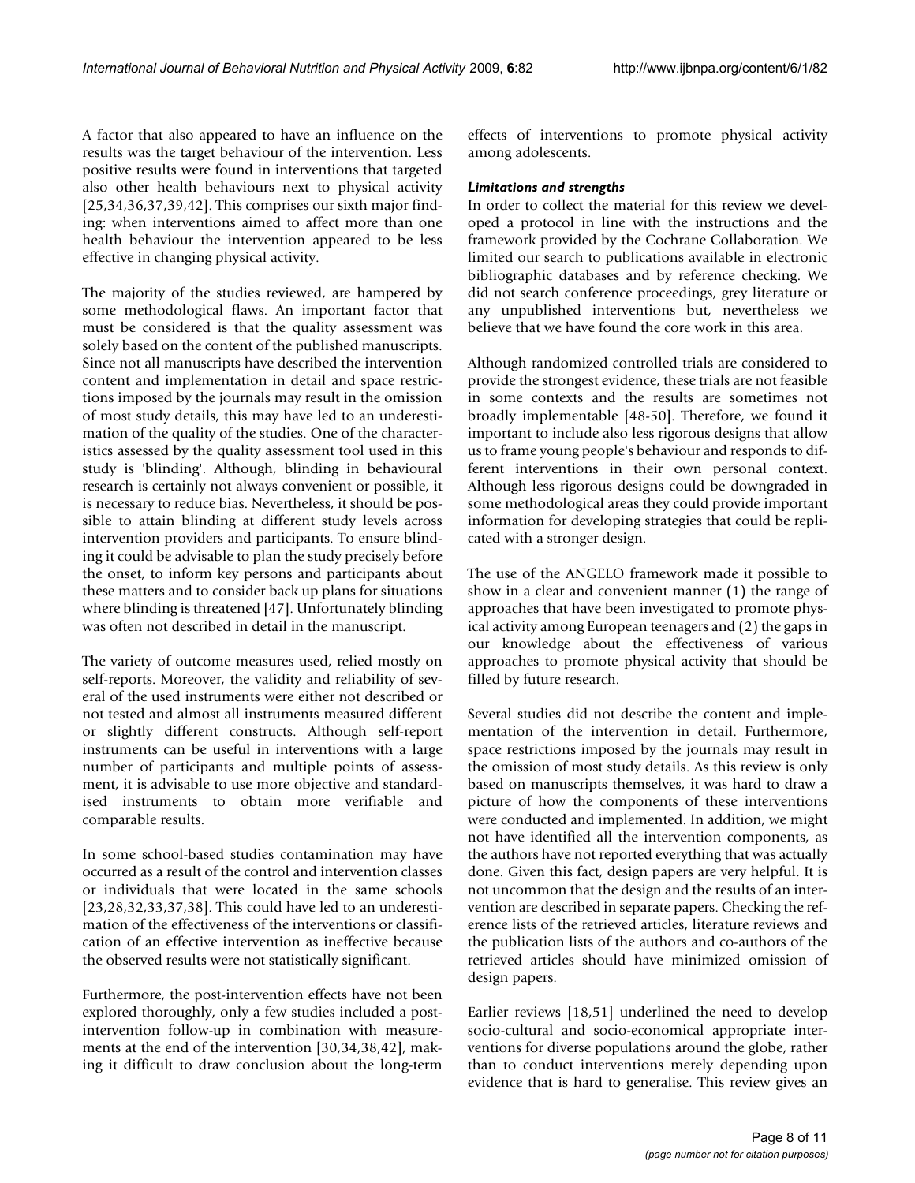A factor that also appeared to have an influence on the results was the target behaviour of the intervention. Less positive results were found in interventions that targeted also other health behaviours next to physical activity [25,34,36,37,39,42]. This comprises our sixth major finding: when interventions aimed to affect more than one health behaviour the intervention appeared to be less effective in changing physical activity.

The majority of the studies reviewed, are hampered by some methodological flaws. An important factor that must be considered is that the quality assessment was solely based on the content of the published manuscripts. Since not all manuscripts have described the intervention content and implementation in detail and space restrictions imposed by the journals may result in the omission of most study details, this may have led to an underestimation of the quality of the studies. One of the characteristics assessed by the quality assessment tool used in this study is 'blinding'. Although, blinding in behavioural research is certainly not always convenient or possible, it is necessary to reduce bias. Nevertheless, it should be possible to attain blinding at different study levels across intervention providers and participants. To ensure blinding it could be advisable to plan the study precisely before the onset, to inform key persons and participants about these matters and to consider back up plans for situations where blinding is threatened [47]. Unfortunately blinding was often not described in detail in the manuscript.

The variety of outcome measures used, relied mostly on self-reports. Moreover, the validity and reliability of several of the used instruments were either not described or not tested and almost all instruments measured different or slightly different constructs. Although self-report instruments can be useful in interventions with a large number of participants and multiple points of assessment, it is advisable to use more objective and standardised instruments to obtain more verifiable and comparable results.

In some school-based studies contamination may have occurred as a result of the control and intervention classes or individuals that were located in the same schools [23,28,32,33,37,38]. This could have led to an underestimation of the effectiveness of the interventions or classification of an effective intervention as ineffective because the observed results were not statistically significant.

Furthermore, the post-intervention effects have not been explored thoroughly, only a few studies included a post-intervention follow-up in combination with measurements at the end of the intervention [30,34,38,42], making it difficult to draw conclusion about the long-term effects of interventions to promote physical activity among adolescents.

### *Limitations and strengths*

In order to collect the material for this review we developed a protocol in line with the instructions and the framework provided by the Cochrane Collaboration. We limited our search to publications available in electronic bibliographic databases and by reference checking. We did not search conference proceedings, grey literature or any unpublished interventions but, nevertheless we believe that we have found the core work in this area.

Although randomized controlled trials are considered to provide the strongest evidence, these trials are not feasible in some contexts and the results are sometimes not broadly implementable [48-50]. Therefore, we found it important to include also less rigorous designs that allow us to frame young people's behaviour and responds to different interventions in their own personal context. Although less rigorous designs could be downgraded in some methodological areas they could provide important information for developing strategies that could be replicated with a stronger design.

The use of the ANGELO framework made it possible to show in a clear and convenient manner (1) the range of approaches that have been investigated to promote physical activity among European teenagers and (2) the gaps in our knowledge about the effectiveness of various approaches to promote physical activity that should be filled by future research.

Several studies did not describe the content and implementation of the intervention in detail. Furthermore, space restrictions imposed by the journals may result in the omission of most study details. As this review is only based on manuscripts themselves, it was hard to draw a picture of how the components of these interventions were conducted and implemented. In addition, we might not have identified all the intervention components, as the authors have not reported everything that was actually done. Given this fact, design papers are very helpful. It is not uncommon that the design and the results of an intervention are described in separate papers. Checking the reference lists of the retrieved articles, literature reviews and the publication lists of the authors and co-authors of the retrieved articles should have minimized omission of design papers.

Earlier reviews [18,51] underlined the need to develop socio-cultural and socio-economical appropriate interventions for diverse populations around the globe, rather than to conduct interventions merely depending upon evidence that is hard to generalise. This review gives an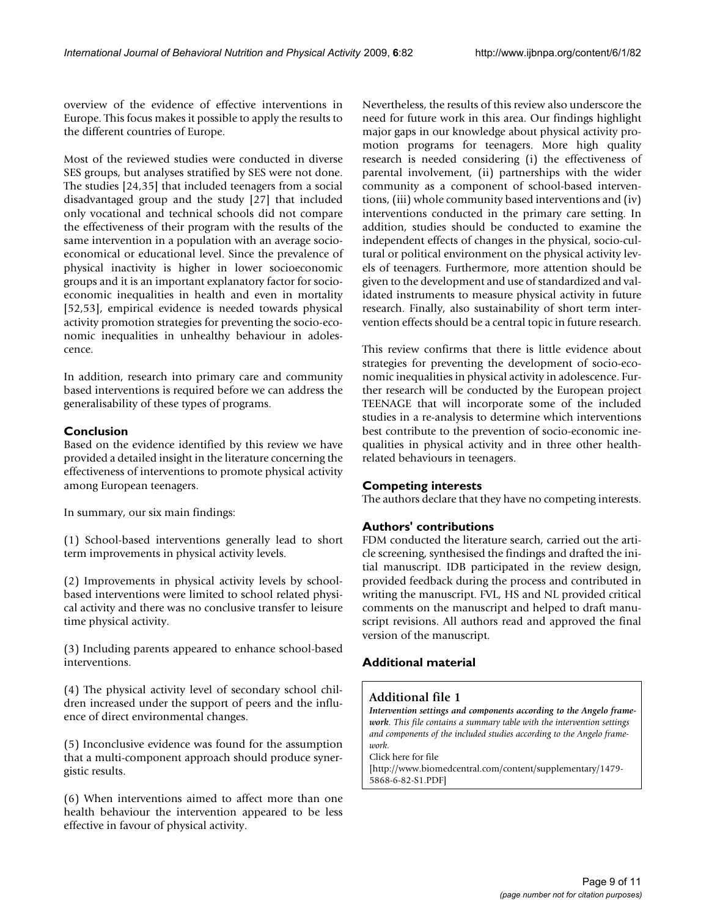overview of the evidence of effective interventions in Europe. This focus makes it possible to apply the results to the different countries of Europe.

Most of the reviewed studies were conducted in diverse SES groups, but analyses stratified by SES were not done. The studies [24,35] that included teenagers from a social disadvantaged group and the study [27] that included only vocational and technical schools did not compare the effectiveness of their program with the results of the same intervention in a population with an average socio-economical or educational level. Since the prevalence of physical inactivity is higher in lower socioeconomic groups and it is an important explanatory factor for socio-economic inequalities in health and even in mortality [52,53], empirical evidence is needed towards physical activity promotion strategies for preventing the socio-economic inequalities in unhealthy behaviour in adolescence.

In addition, research into primary care and community based interventions is required before we can address the generalisability of these types of programs.

## Conclusion

Based on the evidence identified by this review we have provided a detailed insight in the literature concerning the effectiveness of interventions to promote physical activity among European teenagers.

In summary, our six main findings:

(1) School-based interventions generally lead to short term improvements in physical activity levels.

(2) Improvements in physical activity levels by school-based interventions were limited to school related physical activity and there was no conclusive transfer to leisure time physical activity.

(3) Including parents appeared to enhance school-based interventions.

(4) The physical activity level of secondary school children increased under the support of peers and the influence of direct environmental changes.

(5) Inconclusive evidence was found for the assumption that a multi-component approach should produce synergistic results.

(6) When interventions aimed to affect more than one health behaviour the intervention appeared to be less effective in favour of physical activity.

Nevertheless, the results of this review also underscore the need for future work in this area. Our findings highlight major gaps in our knowledge about physical activity promotion programs for teenagers. More high quality research is needed considering (i) the effectiveness of parental involvement, (ii) partnerships with the wider community as a component of school-based interventions, (iii) whole community based interventions and (iv) interventions conducted in the primary care setting. In addition, studies should be conducted to examine the independent effects of changes in the physical, socio-cultural or political environment on the physical activity levels of teenagers. Furthermore, more attention should be given to the development and use of standardized and validated instruments to measure physical activity in future research. Finally, also sustainability of short term intervention effects should be a central topic in future research.

This review confirms that there is little evidence about strategies for preventing the development of socio-economic inequalities in physical activity in adolescence. Further research will be conducted by the European project TEENAGE that will incorporate some of the included studies in a re-analysis to determine which interventions best contribute to the prevention of socio-economic inequalities in physical activity and in three other health-related behaviours in teenagers.

## Competing interests

The authors declare that they have no competing interests.

## Authors' contributions

FDM conducted the literature search, carried out the article screening, synthesised the findings and drafted the initial manuscript. IDB participated in the review design, provided feedback during the process and contributed in writing the manuscript. FVL, HS and NL provided critical comments on the manuscript and helped to draft manuscript revisions. All authors read and approved the final version of the manuscript.

## Additional material

### Additional file 1

***Intervention settings and components according to the Angelo framework****. This file contains a summary table with the intervention settings and components of the included studies according to the Angelo framework.*

Click here for file

[http://www.biomedcentral.com/content/supplementary/1479-5868-6-82-S1.PDF]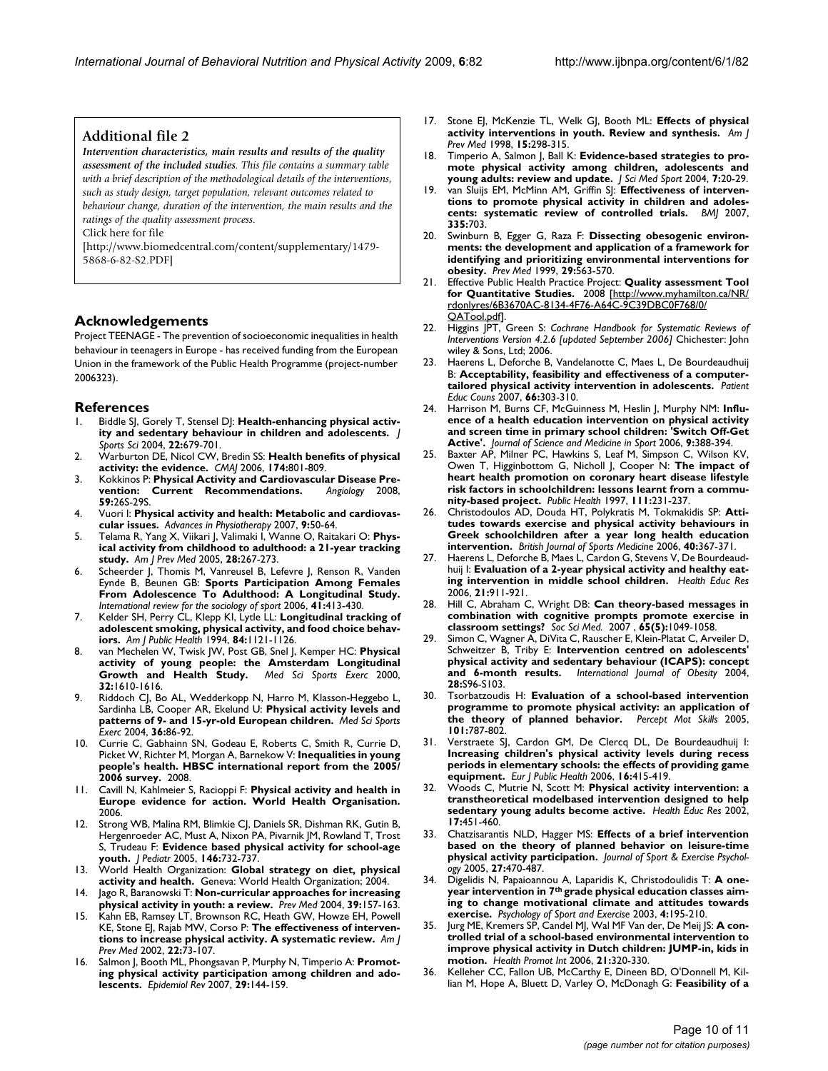## Additional file 2

***Intervention characteristics, main results and results of the quality assessment of the included studies.*** *This file contains a summary table with a brief description of the methodological details of the interventions, such as study design, target population, relevant outcomes related to behaviour change, duration of the intervention, the main results and the ratings of the quality assessment process.*

Click here for file

[http://www.biomedcentral.com/content/supplementary/1479-5868-6-82-S2.PDF]

## Acknowledgements

Project TEENAGE - The prevention of socioeconomic inequalities in health behaviour in teenagers in Europe - has received funding from the European Union in the framework of the Public Health Programme (project-number 2006323).

## References

1. Biddle SJ, Gorely T, Stensel DJ: **Health-enhancing physical activity and sedentary behaviour in children and adolescents.** *J Sports Sci* 2004, **22:**679-701.
2. Warburton DE, Nicol CW, Bredin SS: **Health benefits of physical activity: the evidence.** *CMAJ* 2006, **174:**801-809.
3. Kokkinos P: **Physical Activity and Cardiovascular Disease Prevention: Current Recommendations.** *Angiology* 2008, **59:**26S-29S.
4. Vuori I: **Physical activity and health: Metabolic and cardiovascular issues.** *Advances in Physiotherapy* 2007, **9:**50-64.
5. Telama R, Yang X, Viikari J, Valimaki I, Wanne O, Raitakari O: **Physical activity from childhood to adulthood: a 21-year tracking study.** *Am J Prev Med* 2005, **28:**267-273.
6. Scheerder J, Thomis M, Vanreusel B, Lefevre J, Renson R, Vanden Eynde B, Beunen GB: **Sports Participation Among Females From Adolescence To Adulthood: A Longitudinal Study.** *International review for the sociology of sport* 2006, **41:**413-430.
7. Kelder SH, Perry CL, Klepp KI, Lytle LL: **Longitudinal tracking of adolescent smoking, physical activity, and food choice behaviors.** *Am J Public Health* 1994, **84:**1121-1126.
8. van Mechelen W, Twisk JW, Post GB, Snel J, Kemper HC: **Physical activity of young people: the Amsterdam Longitudinal Growth and Health Study.** *Med Sci Sports Exerc* 2000, **32:**1610-1616.
9. Riddoch CJ, Bo AL, Wedderkopp N, Harro M, Klasson-Heggebo L, Sardinha LB, Cooper AR, Ekelund U: **Physical activity levels and patterns of 9- and 15-yr-old European children.** *Med Sci Sports Exerc* 2004, **36:**86-92.
10. Currie C, Gabhainn SN, Godeau E, Roberts C, Smith R, Currie D, Picket W, Richter M, Morgan A, Barnekow V: **Inequalities in young people's health. HBSC international report from the 2005/2006 survey.** 2008.
11. Cavill N, Kahlmeier S, Racioppi F: **Physical activity and health in Europe evidence for action. World Health Organisation.** 2006.
12. Strong WB, Malina RM, Blimkie CJ, Daniels SR, Dishman RK, Gutin B, Hergenroeder AC, Must A, Nixon PA, Pivarnik JM, Rowland T, Trost S, Trudeau F: **Evidence based physical activity for school-age youth.** *J Pediatr* 2005, **146:**732-737.
13. World Health Organization: **Global strategy on diet, physical activity and health.** Geneva: World Health Organization; 2004.
14. Jago R, Baranowski T: **Non-curricular approaches for increasing physical activity in youth: a review.** *Prev Med* 2004, **39:**157-163.
15. Kahn EB, Ramsey LT, Brownson RC, Heath GW, Howze EH, Powell KE, Stone EJ, Rajab MW, Corso P: **The effectiveness of interventions to increase physical activity. A systematic review.** *Am J Prev Med* 2002, **22:**73-107.
16. Salmon J, Booth ML, Phongsavan P, Murphy N, Timperio A: **Promoting physical activity participation among children and adolescents.** *Epidemiol Rev* 2007, **29:**144-159.
17. Stone EJ, McKenzie TL, Welk GJ, Booth ML: **Effects of physical activity interventions in youth. Review and synthesis.** *Am J Prev Med* 1998, **15:**298-315.
18. Timperio A, Salmon J, Ball K: **Evidence-based strategies to promote physical activity among children, adolescents and young adults: review and update.** *J Sci Med Sport* 2004, **7:**20-29.
19. van Sluijs EM, McMinn AM, Griffin SJ: **Effectiveness of interventions to promote physical activity in children and adolescents: systematic review of controlled trials.** *BMJ* 2007, **335:**703.
20. Swinburn B, Egger G, Raza F: **Dissecting obesogenic environments: the development and application of a framework for identifying and prioritizing environmental interventions for obesity.** *Prev Med* 1999, **29:**563-570.
21. Effective Public Health Practice Project: **Quality assessment Tool for Quantitative Studies.** 2008 [http://www.myhamilton.ca/NR/rdonlyres/6B3670AC-8134-4F76-A64C-9C39DBC0F768/0/QATool.pdf].
22. Higgins JPT, Green S: *Cochrane Handbook for Systematic Reviews of Interventions Version 4.2.6 [updated September 2006]* Chichester: John wiley & Sons, Ltd; 2006.
23. Haerens L, Deforche B, Vandelanotte C, Maes L, De Bourdeaudhuij B: **Acceptability, feasibility and effectiveness of a computer-tailored physical activity intervention in adolescents.** *Patient Educ Couns* 2007, **66:**303-310.
24. Harrison M, Burns CF, McGuinness M, Heslin J, Murphy NM: **Influence of a health education intervention on physical activity and screen time in primary school children: 'Switch Off-Get Active'.** *Journal of Science and Medicine in Sport* 2006, **9:**388-394.
25. Baxter AP, Milner PC, Hawkins S, Leaf M, Simpson C, Wilson KV, Owen T, Higginbottom G, Nicholl J, Cooper N: **The impact of heart health promotion on coronary heart disease lifestyle risk factors in schoolchildren: lessons learnt from a community-based project.** *Public Health* 1997, **111:**231-237.
26. Christodoulos AD, Douda HT, Polykratis M, Tokmakidis SP: **Attitudes towards exercise and physical activity behaviours in Greek schoolchildren after a year long health education intervention.** *British Journal of Sports Medicine* 2006, **40:**367-371.
27. Haerens L, Deforche B, Maes L, Cardon G, Stevens V, De Bourdeaudhuij I: **Evaluation of a 2-year physical activity and healthy eating intervention in middle school children.** *Health Educ Res* 2006, **21:**911-921.
28. Hill C, Abraham C, Wright DB: **Can theory-based messages in combination with cognitive prompts promote exercise in classroom settings?** *Soc Sci Med.* 2007 , **65(5):**1049-1058.
29. Simon C, Wagner A, DiVita C, Rauscher E, Klein-Platat C, Arveiler D, Schweitzer B, Triby E: **Intervention centred on adolescents' physical activity and sedentary behaviour (ICAPS): concept and 6-month results.** *International Journal of Obesity* 2004, **28:**S96-S103.
30. Tsorbatzoudis H: **Evaluation of a school-based intervention programme to promote physical activity: an application of the theory of planned behavior.** *Percept Mot Skills* 2005, **101:**787-802.
31. Verstraete SJ, Cardon GM, De Clercq DL, De Bourdeaudhuij I: **Increasing children's physical activity levels during recess periods in elementary schools: the effects of providing game equipment.** *Eur J Public Health* 2006, **16:**415-419.
32. Woods C, Mutrie N, Scott M: **Physical activity intervention: a transtheoretical modelbased intervention designed to help sedentary young adults become active.** *Health Educ Res* 2002, **17:**451-460.
33. Chatzisarantis NLD, Hagger MS: **Effects of a brief intervention based on the theory of planned behavior on leisure-time physical activity participation.** *Journal of Sport & Exercise Psychology* 2005, **27:**470-487.
34. Digelidis N, Papaioannou A, Laparidis K, Christodoulidis T: **A one-year intervention in 7th grade physical education classes aiming to change motivational climate and attitudes towards exercise.** *Psychology of Sport and Exercise* 2003, **4:**195-210.
35. Jurg ME, Kremers SP, Candel MJ, Wal MF Van der, De Meij JS: **A controlled trial of a school-based environmental intervention to improve physical activity in Dutch children: JUMP-in, kids in motion.** *Health Promot Int* 2006, **21:**320-330.
36. Kelleher CC, Fallon UB, McCarthy E, Dineen BD, O'Donnell M, Killian M, Hope A, Bluett D, Varley O, McDonagh G: **Feasibility of a**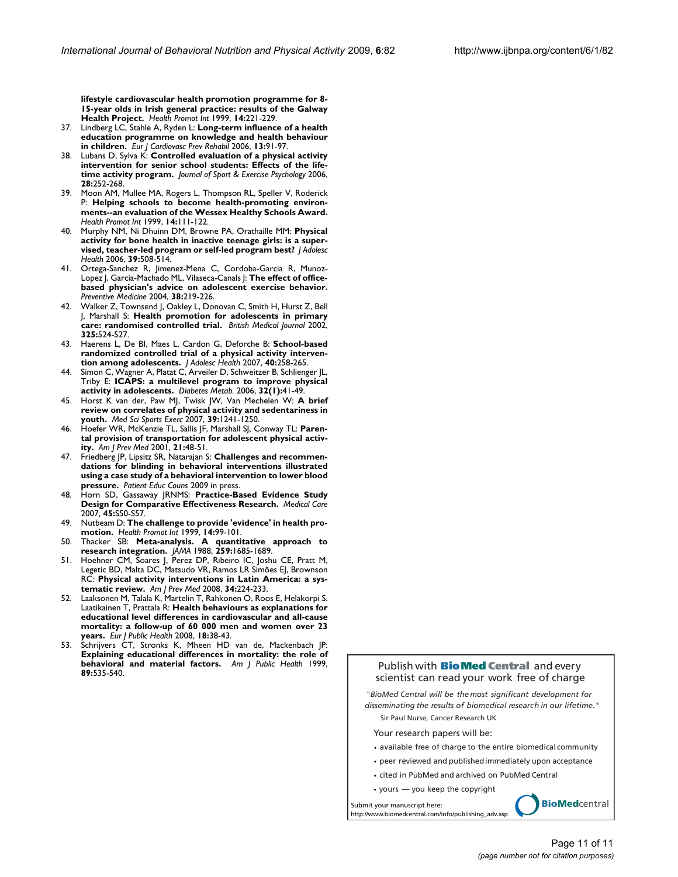lifestyle cardiovascular health promotion programme for 8-15-year olds in Irish general practice: results of the Galway Health Project.** *Health Promot Int* 1999, **14:**221-229.

37. Lindberg LC, Stahle A, Ryden L: **Long-term influence of a health education programme on knowledge and health behaviour in children.** *Eur J Cardiovasc Prev Rehabil* 2006, **13:**91-97.
38. Lubans D, Sylva K: **Controlled evaluation of a physical activity intervention for senior school students: Effects of the lifetime activity program.** *Journal of Sport & Exercise Psychology* 2006, **28:**252-268.
39. Moon AM, Mullee MA, Rogers L, Thompson RL, Speller V, Roderick P: **Helping schools to become health-promoting environments--an evaluation of the Wessex Healthy Schools Award.** *Health Promot Int* 1999, **14:**111-122.
40. Murphy NM, Ni Dhuinn DM, Browne PA, Orathaille MM: **Physical activity for bone health in inactive teenage girls: is a supervised, teacher-led program or self-led program best?** *J Adolesc Health* 2006, **39:**508-514.
41. Ortega-Sanchez R, Jimenez-Mena C, Cordoba-Garcia R, Munoz-Lopez J, Garcia-Machado ML, Vilaseca-Canals J: **The effect of office-based physician's advice on adolescent exercise behavior.** *Preventive Medicine* 2004, **38:**219-226.
42. Walker Z, Townsend J, Oakley L, Donovan C, Smith H, Hurst Z, Bell J, Marshall S: **Health promotion for adolescents in primary care: randomised controlled trial.** *British Medical Journal* 2002, **325:**524-527.
43. Haerens L, De Bl, Maes L, Cardon G, Deforche B: **School-based randomized controlled trial of a physical activity intervention among adolescents.** *J Adolesc Health* 2007, **40:**258-265.
44. Simon C, Wagner A, Platat C, Arveiler D, Schweitzer B, Schlienger JL, Triby E: **ICAPS: a multilevel program to improve physical activity in adolescents.** *Diabetes Metab.* 2006, **32(1):**41-49.
45. Horst K van der, Paw MJ, Twisk JW, Van Mechelen W: **A brief review on correlates of physical activity and sedentariness in youth.** *Med Sci Sports Exerc* 2007, **39:**1241-1250.
46. Hoefer WR, McKenzie TL, Sallis JF, Marshall SJ, Conway TL: **Parental provision of transportation for adolescent physical activity.** *Am J Prev Med* 2001, **21:**48-51.
47. Friedberg JP, Lipsitz SR, Natarajan S: **Challenges and recommendations for blinding in behavioral interventions illustrated using a case study of a behavioral intervention to lower blood pressure.** *Patient Educ Couns* 2009 in press.
48. Horn SD, Gassaway JRNMS: **Practice-Based Evidence Study Design for Comparative Effectiveness Research.** *Medical Care* 2007, **45:**S50-S57.
49. Nutbeam D: **The challenge to provide 'evidence' in health promotion.** *Health Promot Int* 1999, **14:**99-101.
50. Thacker SB: **Meta-analysis. A quantitative approach to research integration.** *JAMA* 1988, **259:**1685-1689.
51. Hoehner CM, Soares J, Perez DP, Ribeiro IC, Joshu CE, Pratt M, Legetic BD, Malta DC, Matsudo VR, Ramos LR Simões EJ, Brownson RC: **Physical activity interventions in Latin America: a systematic review.** *Am J Prev Med* 2008, **34:**224-233.
52. Laaksonen M, Talala K, Martelin T, Rahkonen O, Roos E, Helakorpi S, Laatikainen T, Prattala R: **Health behaviours as explanations for educational level differences in cardiovascular and all-cause mortality: a follow-up of 60 000 men and women over 23 years.** *Eur J Public Health* 2008, **18:**38-43.
53. Schrijvers CT, Stronks K, Mheen HD van de, Mackenbach JP: **Explaining educational differences in mortality: the role of behavioral and material factors.** *Am J Public Health* 1999, **89:**535-540.

Publish with **BioMed Central** and every scientist can read your work free of charge

*"BioMed Central will be the most significant development for disseminating the results of biomedical research in our lifetime."*
Sir Paul Nurse, Cancer Research UK

Your research papers will be:

- available free of charge to the entire biomedical community
- peer reviewed and published immediately upon acceptance
- cited in PubMed and archived on PubMed Central
- yours — you keep the copyright

Submit your manuscript here:
http://www.biomedcentral.com/info/publishing_adv.asp

**BioMed**central